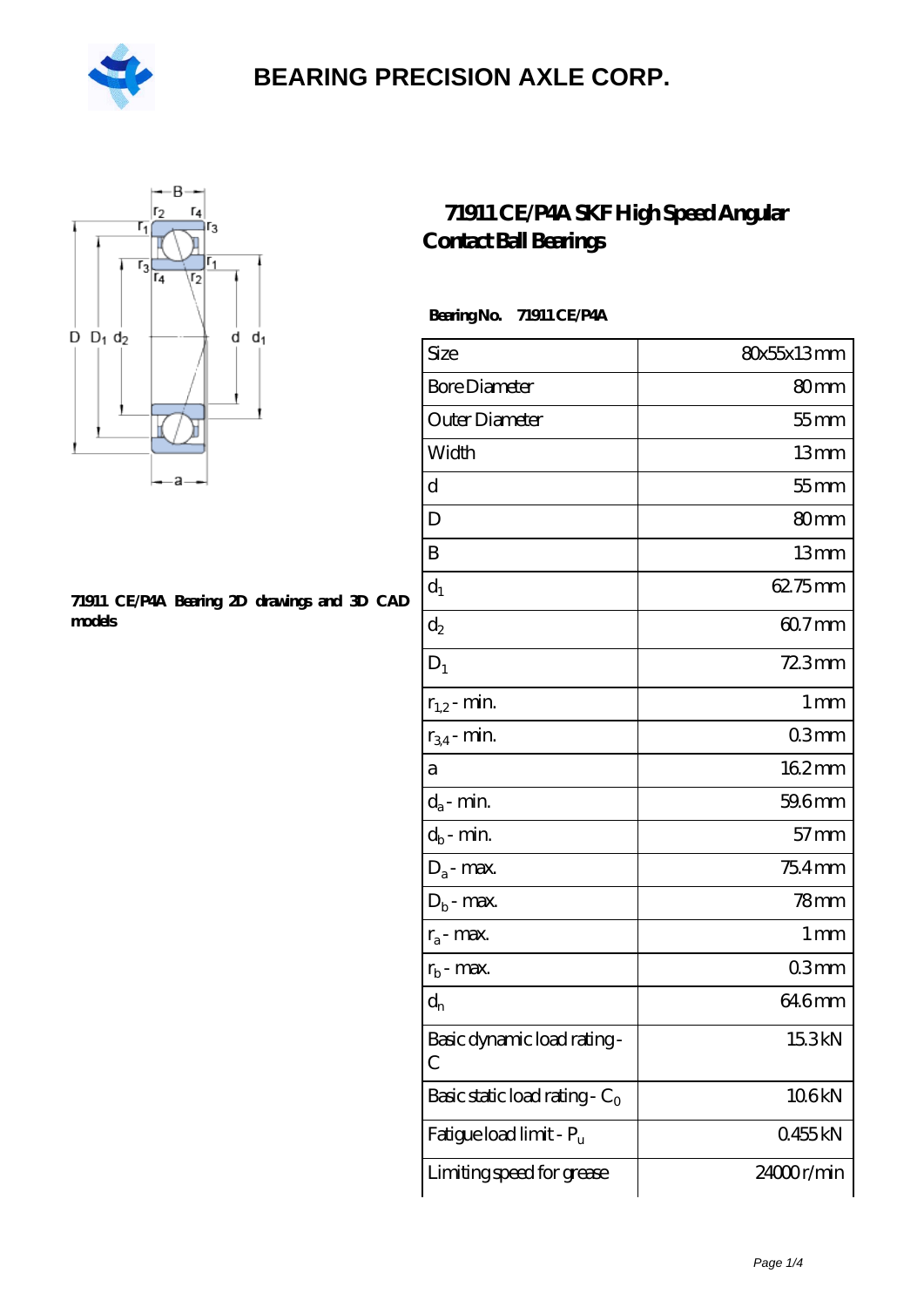BEARING PRECISION AXLE CORP.

# 71911 CE/P4A SKF High Speed Angular Contact Ball Bearings

71911 CE/P4A Bearing 2D drawings and 3D CAD models

**Bearing No. 71911 CE/P4A**

| | |
|---|---|
| Size | 80x55x13 mm |
| Bore Diameter | 80 mm |
| Outer Diameter | 55 mm |
| Width | 13 mm |
| d | 55 mm |
| D | 80 mm |
| B | 13 mm |
| $d_1$ | 62.75 mm |
| $d_2$ | 60.7 mm |
| $D_1$ | 72.3 mm |
| $r_{1,2}$ - min. | 1 mm |
| $r_{3,4}$ - min. | 0.3 mm |
| a | 16.2 mm |
| $d_a$ - min. | 59.6 mm |
| $d_b$ - min. | 57 mm |
| $D_a$ - max. | 75.4 mm |
| $D_b$ - max. | 78 mm |
| $r_a$ - max. | 1 mm |
| $r_b$ - max. | 0.3 mm |
| $d_n$ | 64.6 mm |
| Basic dynamic load rating - C | 15.3 kN |
| Basic static load rating - $C_0$ | 10.6 kN |
| Fatigue load limit - $P_u$ | 0.455 kN |
| Limiting speed for grease | 24000 r/min |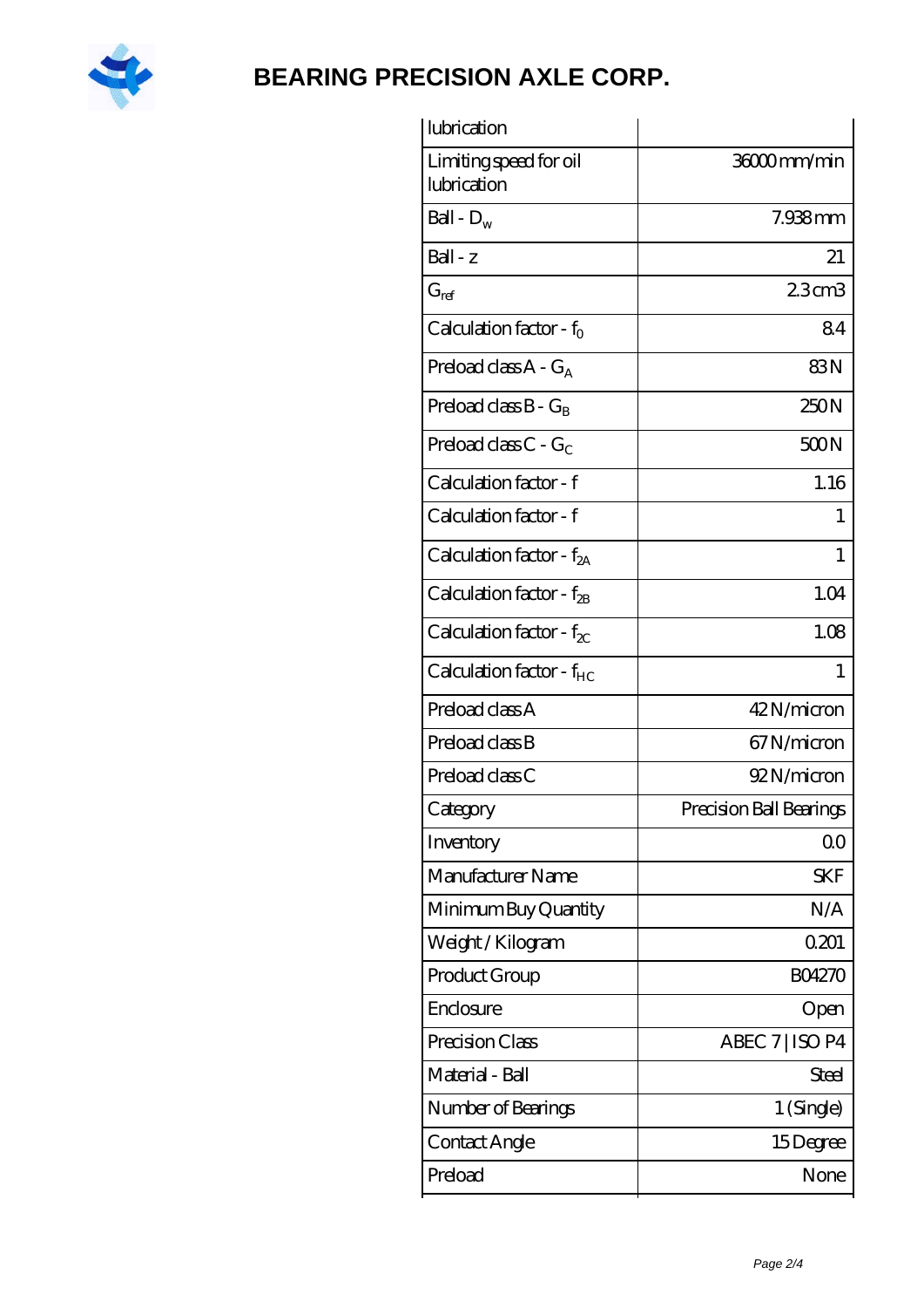| lubrication | |
|---|---|
| Limiting speed for oil lubrication | 36000 mm/min |
| Ball - $D_w$ | 7.938 mm |
| Ball - z | 21 |
| $G_{ref}$ | 2.3 cm3 |
| Calculation factor - $f_0$ | 8.4 |
| Preload class A - $G_A$ | 83 N |
| Preload class B - $G_B$ | 250 N |
| Preload class C - $G_C$ | 500 N |
| Calculation factor - f | 1.16 |
| Calculation factor - f | 1 |
| Calculation factor - $f_{2A}$ | 1 |
| Calculation factor - $f_{2B}$ | 1.04 |
| Calculation factor - $f_{2C}$ | 1.08 |
| Calculation factor - $f_{HC}$ | 1 |
| Preload class A | 42 N/micron |
| Preload class B | 67 N/micron |
| Preload class C | 92 N/micron |
| Category | Precision Ball Bearings |
| Inventory | 0.0 |
| Manufacturer Name | SKF |
| Minimum Buy Quantity | N/A |
| Weight / Kilogram | 0.201 |
| Product Group | B04270 |
| Enclosure | Open |
| Precision Class | ABEC 7 \| ISO P4 |
| Material - Ball | Steel |
| Number of Bearings | 1 (Single) |
| Contact Angle | 15 Degree |
| Preload | None |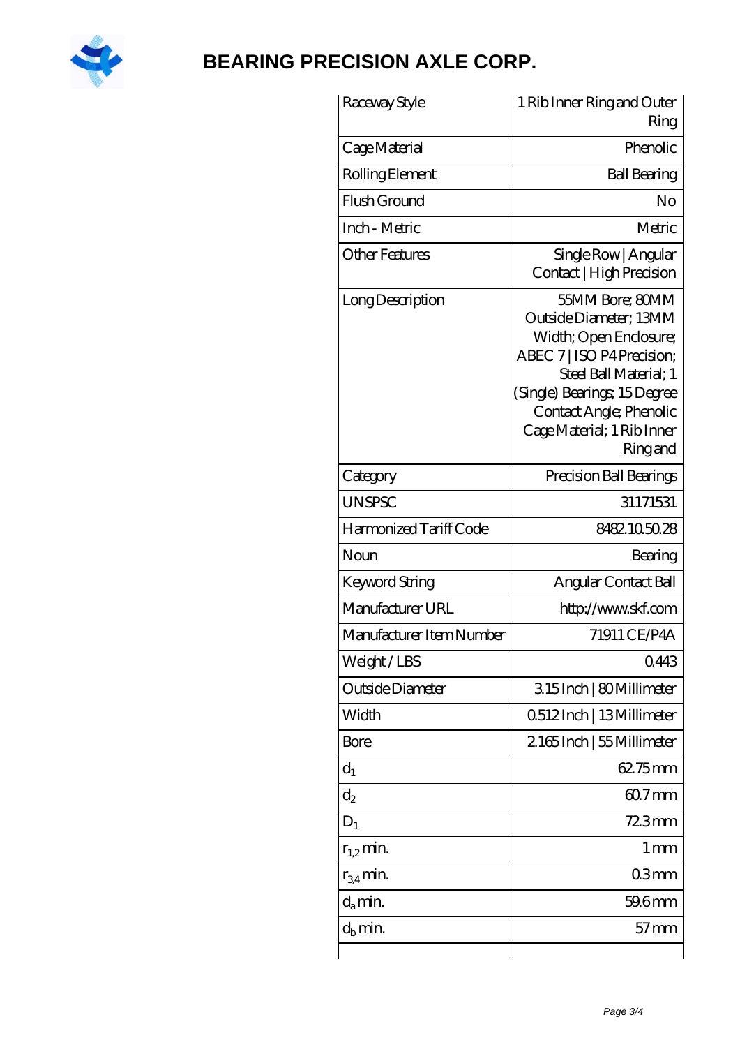| | |
|---|---|
| Raceway Style | 1 Rib Inner Ring and Outer Ring |
| Cage Material | Phenolic |
| Rolling Element | Ball Bearing |
| Flush Ground | No |
| Inch - Metric | Metric |
| Other Features | Single Row \| Angular Contact \| High Precision |
| Long Description | 55MM Bore; 80MM Outside Diameter; 13MM Width; Open Enclosure; ABEC 7 \| ISO P4 Precision; Steel Ball Material; 1 (Single) Bearings; 15 Degree Contact Angle; Phenolic Cage Material; 1 Rib Inner Ring and |
| Category | Precision Ball Bearings |
| UNSPSC | 31171531 |
| Harmonized Tariff Code | 8482.10.50.28 |
| Noun | Bearing |
| Keyword String | Angular Contact Ball |
| Manufacturer URL | http://www.skf.com |
| Manufacturer Item Number | 71911 CE/P4A |
| Weight / LBS | 0.443 |
| Outside Diameter | 3.15 Inch \| 80 Millimeter |
| Width | 0.512 Inch \| 13 Millimeter |
| Bore | 2.165 Inch \| 55 Millimeter |
| $d_1$ | 62.75 mm |
| $d_2$ | 60.7 mm |
| $D_1$ | 72.3 mm |
| $r_{1,2}$ min. | 1 mm |
| $r_{3,4}$ min. | 0.3 mm |
| $d_a$ min. | 59.6 mm |
| $d_b$ min. | 57 mm |
| | |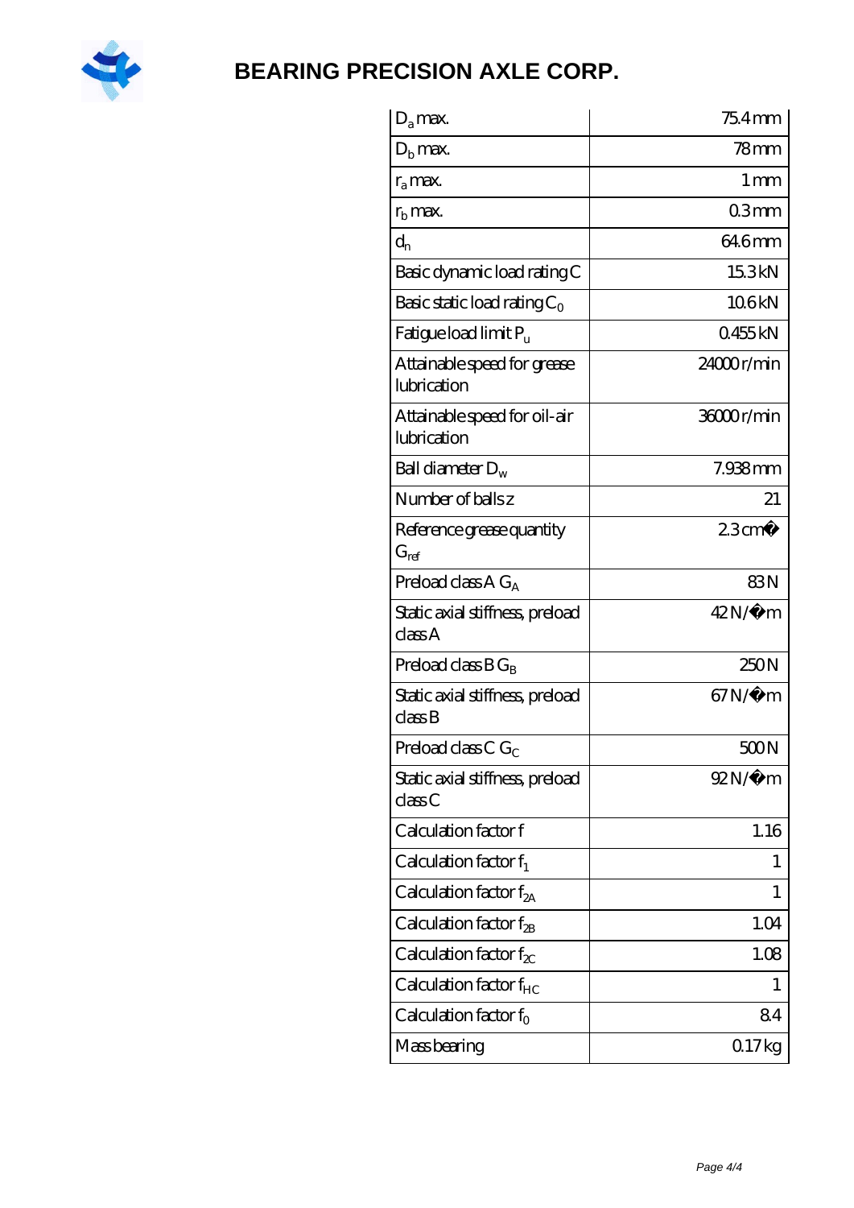| | |
|---|---|
| $D_a$ max. | 75.4 mm |
| $D_b$ max. | 78 mm |
| $r_a$ max. | 1 mm |
| $r_b$ max. | 0.3 mm |
| $d_n$ | 64.6 mm |
| Basic dynamic load rating C | 15.3 kN |
| Basic static load rating $C_0$ | 10.6 kN |
| Fatigue load limit $P_u$ | 0.455 kN |
| Attainable speed for grease lubrication | 24000 r/min |
| Attainable speed for oil-air lubrication | 36000 r/min |
| Ball diameter $D_w$ | 7.938 mm |
| Number of balls z | 21 |
| Reference grease quantity $G_{ref}$ | 2.3 cm� |
| Preload class A $G_A$ | 83 N |
| Static axial stiffness, preload class A | 42 N/�m |
| Preload class B $G_B$ | 250 N |
| Static axial stiffness, preload class B | 67 N/�m |
| Preload class C $G_C$ | 500 N |
| Static axial stiffness, preload class C | 92 N/�m |
| Calculation factor f | 1.16 |
| Calculation factor $f_1$ | 1 |
| Calculation factor $f_{2A}$ | 1 |
| Calculation factor $f_{2B}$ | 1.04 |
| Calculation factor $f_{2C}$ | 1.08 |
| Calculation factor $f_{HC}$ | 1 |
| Calculation factor $f_0$ | 8.4 |
| Mass bearing | 0.17 kg |